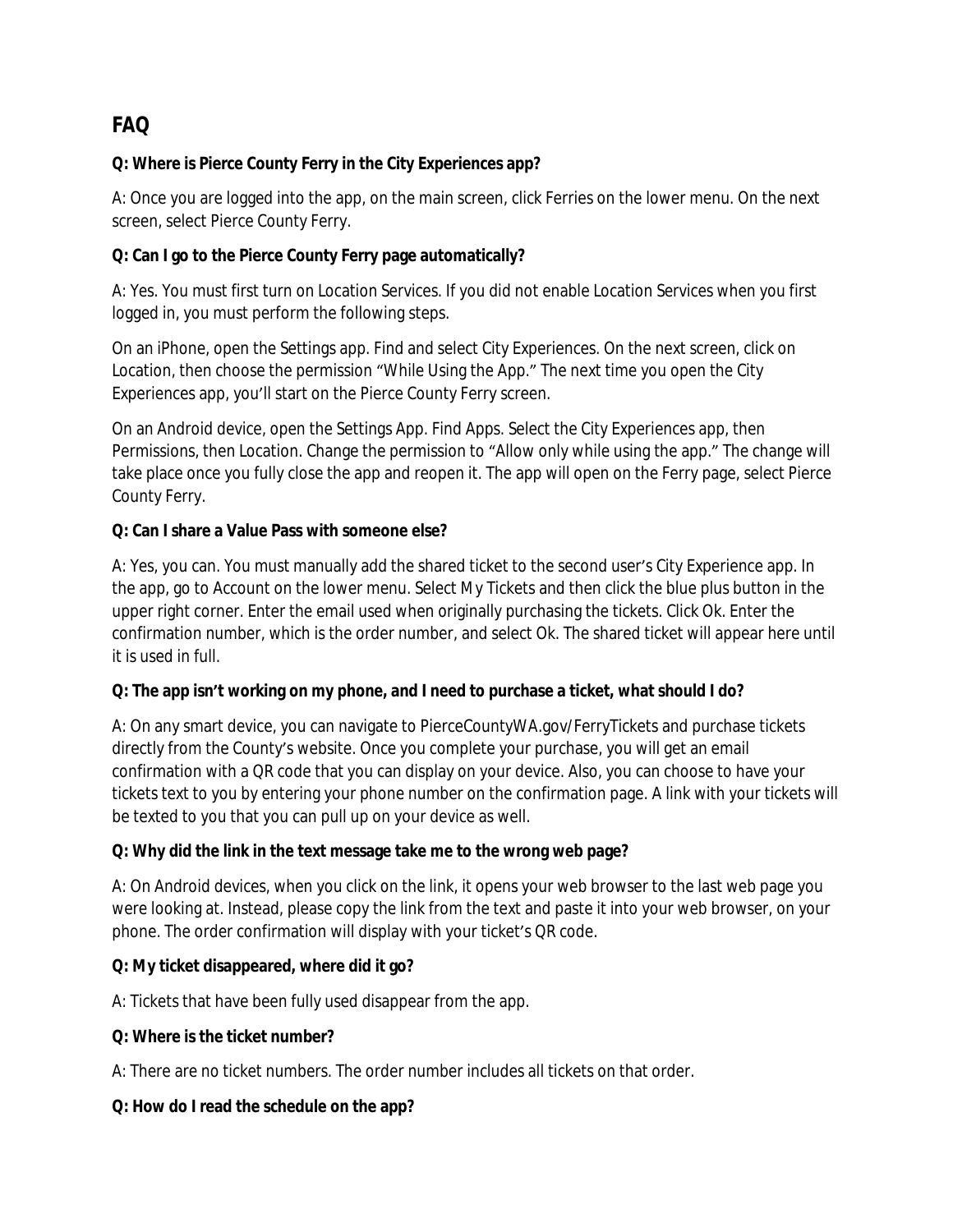# FAQ

**Q: Where is Pierce County Ferry in the City Experiences app?**

A: Once you are logged into the app, on the main screen, click Ferries on the lower menu. On the next screen, select Pierce County Ferry.

**Q: Can I go to the Pierce County Ferry page automatically?**

A: Yes. You must first turn on Location Services. If you did not enable Location Services when you first logged in, you must perform the following steps.

On an iPhone, open the Settings app. Find and select City Experiences. On the next screen, click on Location, then choose the permission "While Using the App." The next time you open the City Experiences app, you'll start on the Pierce County Ferry screen.

On an Android device, open the Settings App. Find Apps. Select the City Experiences app, then Permissions, then Location. Change the permission to "Allow only while using the app." The change will take place once you fully close the app and reopen it. The app will open on the Ferry page, select Pierce County Ferry.

**Q: Can I share a Value Pass with someone else?**

A: Yes, you can. You must manually add the shared ticket to the second user's City Experience app. In the app, go to Account on the lower menu. Select My Tickets and then click the blue plus button in the upper right corner. Enter the email used when originally purchasing the tickets. Click Ok. Enter the confirmation number, which is the order number, and select Ok. The shared ticket will appear here until it is used in full.

**Q: The app isn't working on my phone, and I need to purchase a ticket, what should I do?**

A: On any smart device, you can navigate to PierceCountyWA.gov/FerryTickets and purchase tickets directly from the County's website. Once you complete your purchase, you will get an email confirmation with a QR code that you can display on your device. Also, you can choose to have your tickets text to you by entering your phone number on the confirmation page. A link with your tickets will be texted to you that you can pull up on your device as well.

**Q: Why did the link in the text message take me to the wrong web page?**

A: On Android devices, when you click on the link, it opens your web browser to the last web page you were looking at. Instead, please copy the link from the text and paste it into your web browser, on your phone. The order confirmation will display with your ticket's QR code.

**Q: My ticket disappeared, where did it go?**

A: Tickets that have been fully used disappear from the app.

**Q: Where is the ticket number?**

A: There are no ticket numbers. The order number includes all tickets on that order.

**Q: How do I read the schedule on the app?**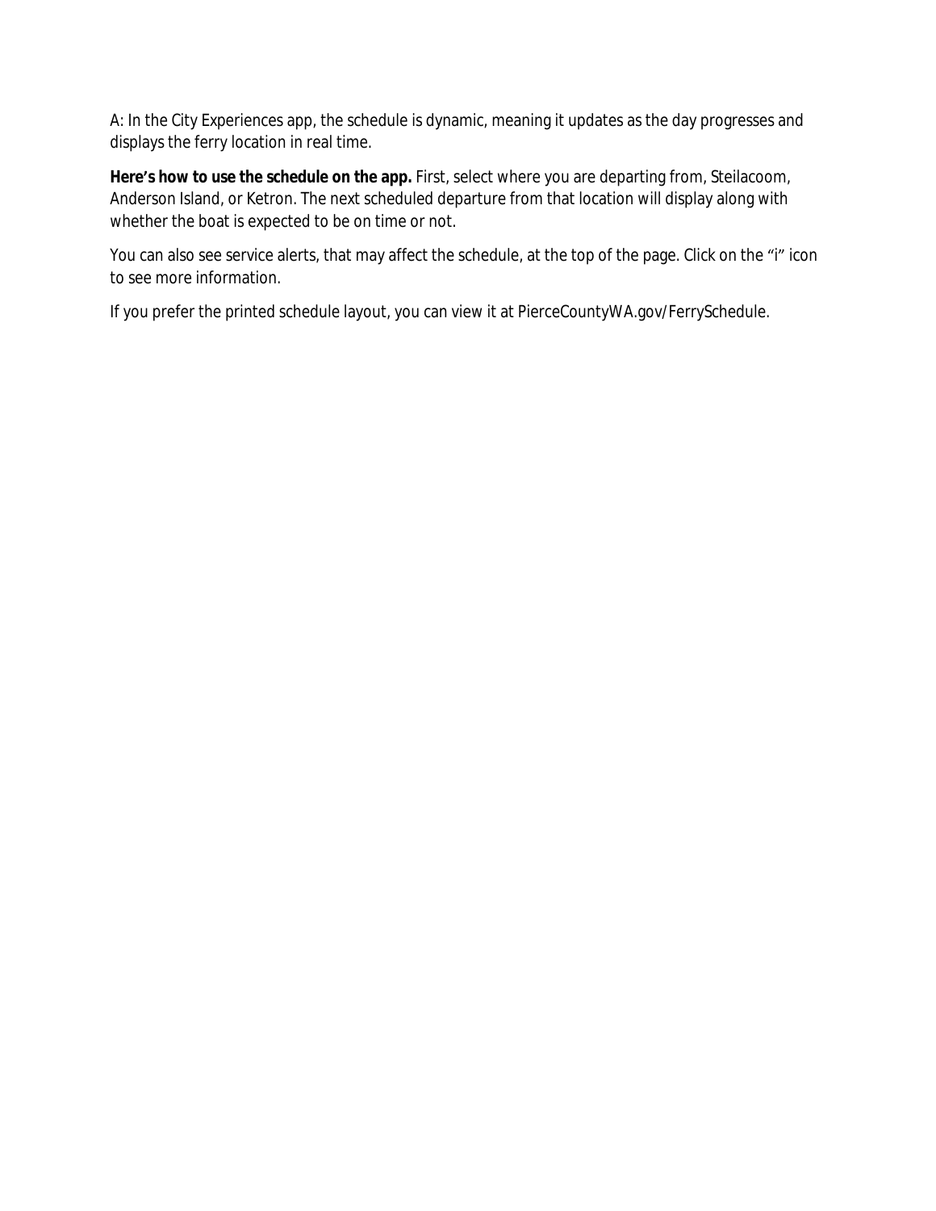A: In the City Experiences app, the schedule is dynamic, meaning it updates as the day progresses and displays the ferry location in real time.

**Here's how to use the schedule on the app.** First, select where you are departing from, Steilacoom, Anderson Island, or Ketron. The next scheduled departure from that location will display along with whether the boat is expected to be on time or not.

You can also see service alerts, that may affect the schedule, at the top of the page. Click on the "i" icon to see more information.

If you prefer the printed schedule layout, you can view it at PierceCountyWA.gov/FerrySchedule.